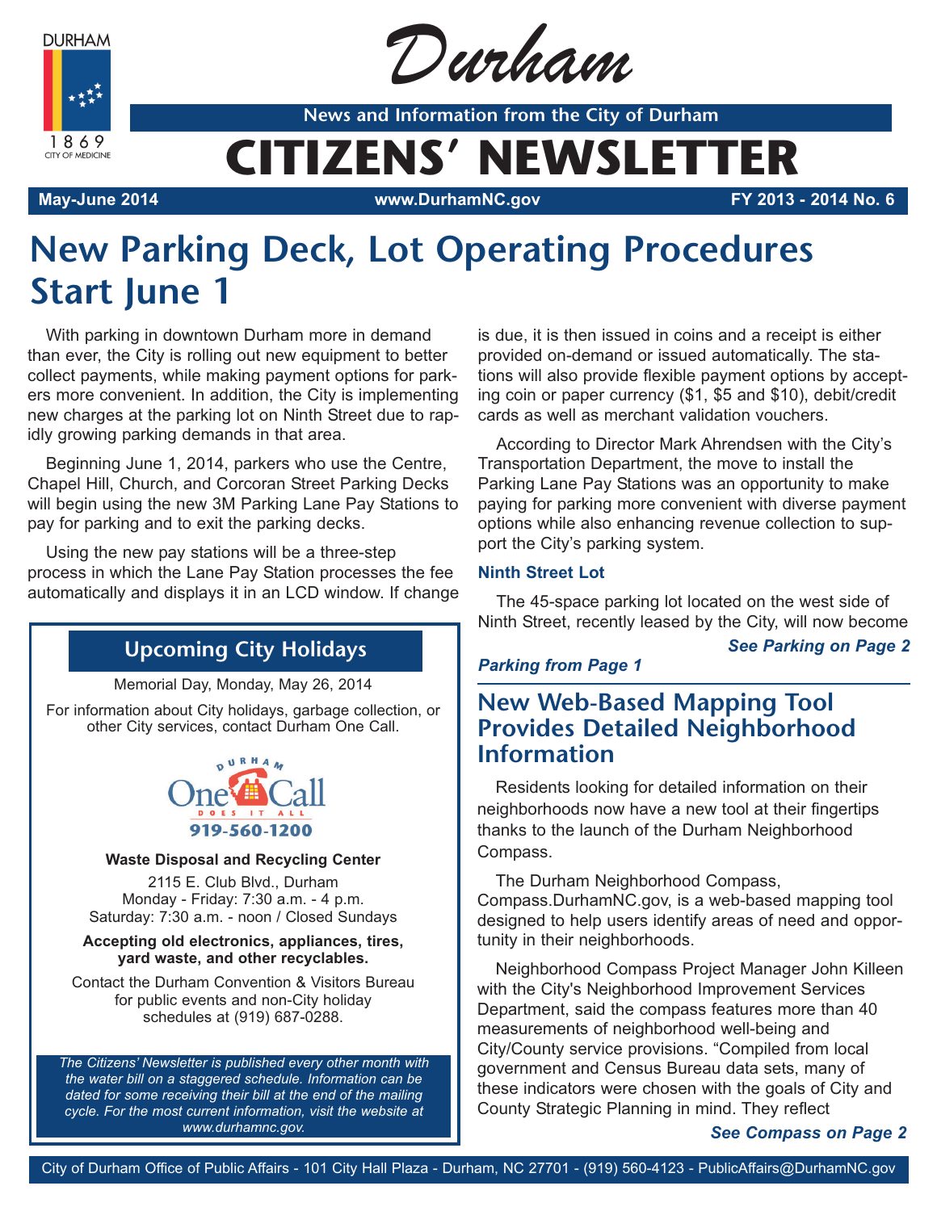# Durham

News and Information from the City of Durham

# CITIZENS' NEWSLETTER

**May-June 2014** | **www.DurhamNC.gov** | **FY 2013 - 2014 No. 6**

## New Parking Deck, Lot Operating Procedures Start June 1

With parking in downtown Durham more in demand than ever, the City is rolling out new equipment to better collect payments, while making payment options for parkers more convenient. In addition, the City is implementing new charges at the parking lot on Ninth Street due to rapidly growing parking demands in that area.

Beginning June 1, 2014, parkers who use the Centre, Chapel Hill, Church, and Corcoran Street Parking Decks will begin using the new 3M Parking Lane Pay Stations to pay for parking and to exit the parking decks.

Using the new pay stations will be a three-step process in which the Lane Pay Station processes the fee automatically and displays it in an LCD window. If change is due, it is then issued in coins and a receipt is either provided on-demand or issued automatically. The stations will also provide flexible payment options by accepting coin or paper currency ($1, $5 and $10), debit/credit cards as well as merchant validation vouchers.

According to Director Mark Ahrendsen with the City's Transportation Department, the move to install the Parking Lane Pay Stations was an opportunity to make paying for parking more convenient with diverse payment options while also enhancing revenue collection to support the City's parking system.

### Ninth Street Lot

The 45-space parking lot located on the west side of Ninth Street, recently leased by the City, will now become

***See Parking on Page 2***

## Upcoming City Holidays

Memorial Day, Monday, May 26, 2014

For information about City holidays, garbage collection, or other City services, contact Durham One Call.

Durham One Call — Does It All
919-560-1200

**Waste Disposal and Recycling Center**

2115 E. Club Blvd., Durham
Monday - Friday: 7:30 a.m. - 4 p.m.
Saturday: 7:30 a.m. - noon / Closed Sundays

**Accepting old electronics, appliances, tires, yard waste, and other recyclables.**

Contact the Durham Convention & Visitors Bureau for public events and non-City holiday schedules at (919) 687-0288.

*The Citizens' Newsletter is published every other month with the water bill on a staggered schedule. Information can be dated for some receiving their bill at the end of the mailing cycle. For the most current information, visit the website at www.durhamnc.gov.*

## New Web-Based Mapping Tool Provides Detailed Neighborhood Information

Residents looking for detailed information on their neighborhoods now have a new tool at their fingertips thanks to the launch of the Durham Neighborhood Compass.

The Durham Neighborhood Compass, Compass.DurhamNC.gov, is a web-based mapping tool designed to help users identify areas of need and opportunity in their neighborhoods.

Neighborhood Compass Project Manager John Killeen with the City's Neighborhood Improvement Services Department, said the compass features more than 40 measurements of neighborhood well-being and City/County service provisions. "Compiled from local government and Census Bureau data sets, many of these indicators were chosen with the goals of City and County Strategic Planning in mind. They reflect

***See Compass on Page 2***

City of Durham Office of Public Affairs - 101 City Hall Plaza - Durham, NC 27701 - (919) 560-4123 - PublicAffairs@DurhamNC.gov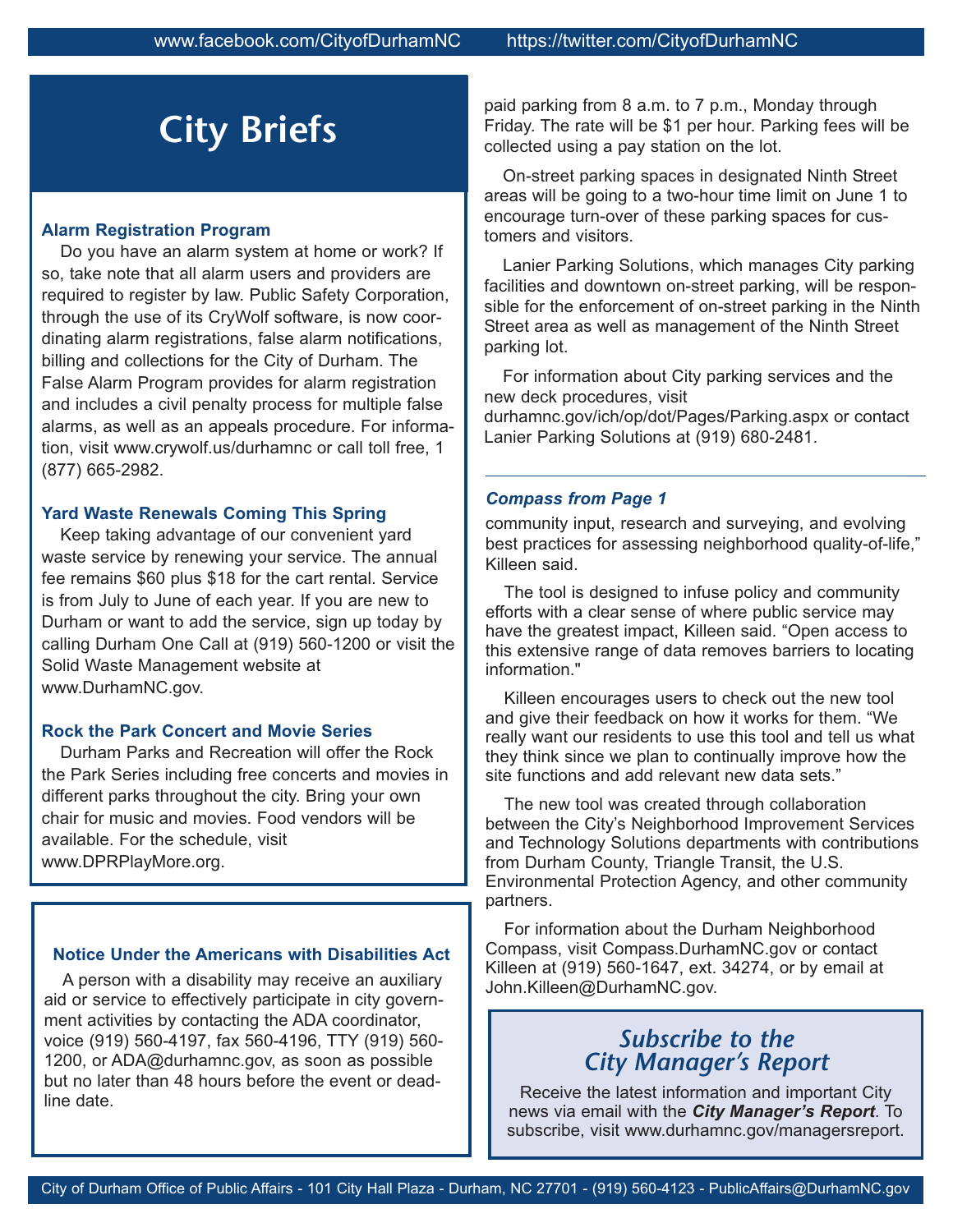# City Briefs

### Alarm Registration Program

Do you have an alarm system at home or work? If so, take note that all alarm users and providers are required to register by law. Public Safety Corporation, through the use of its CryWolf software, is now coordinating alarm registrations, false alarm notifications, billing and collections for the City of Durham. The False Alarm Program provides for alarm registration and includes a civil penalty process for multiple false alarms, as well as an appeals procedure. For information, visit www.crywolf.us/durhamnc or call toll free, 1 (877) 665-2982.

### Yard Waste Renewals Coming This Spring

Keep taking advantage of our convenient yard waste service by renewing your service. The annual fee remains $60 plus $18 for the cart rental. Service is from July to June of each year. If you are new to Durham or want to add the service, sign up today by calling Durham One Call at (919) 560-1200 or visit the Solid Waste Management website at www.DurhamNC.gov.

### Rock the Park Concert and Movie Series

Durham Parks and Recreation will offer the Rock the Park Series including free concerts and movies in different parks throughout the city. Bring your own chair for music and movies. Food vendors will be available. For the schedule, visit www.DPRPlayMore.org.

### Notice Under the Americans with Disabilities Act

A person with a disability may receive an auxiliary aid or service to effectively participate in city government activities by contacting the ADA coordinator, voice (919) 560-4197, fax 560-4196, TTY (919) 560-1200, or ADA@durhamnc.gov, as soon as possible but no later than 48 hours before the event or deadline date.

paid parking from 8 a.m. to 7 p.m., Monday through Friday. The rate will be $1 per hour. Parking fees will be collected using a pay station on the lot.

On-street parking spaces in designated Ninth Street areas will be going to a two-hour time limit on June 1 to encourage turn-over of these parking spaces for customers and visitors.

Lanier Parking Solutions, which manages City parking facilities and downtown on-street parking, will be responsible for the enforcement of on-street parking in the Ninth Street area as well as management of the Ninth Street parking lot.

For information about City parking services and the new deck procedures, visit durhamnc.gov/ich/op/dot/Pages/Parking.aspx or contact Lanier Parking Solutions at (919) 680-2481.

***Compass from Page 1***

community input, research and surveying, and evolving best practices for assessing neighborhood quality-of-life," Killeen said.

The tool is designed to infuse policy and community efforts with a clear sense of where public service may have the greatest impact, Killeen said. "Open access to this extensive range of data removes barriers to locating information."

Killeen encourages users to check out the new tool and give their feedback on how it works for them. "We really want our residents to use this tool and tell us what they think since we plan to continually improve how the site functions and add relevant new data sets."

The new tool was created through collaboration between the City's Neighborhood Improvement Services and Technology Solutions departments with contributions from Durham County, Triangle Transit, the U.S. Environmental Protection Agency, and other community partners.

For information about the Durham Neighborhood Compass, visit Compass.DurhamNC.gov or contact Killeen at (919) 560-1647, ext. 34274, or by email at John.Killeen@DurhamNC.gov.

## *Subscribe to the City Manager's Report*

Receive the latest information and important City news via email with the ***City Manager's Report***. To subscribe, visit www.durhamnc.gov/managersreport.